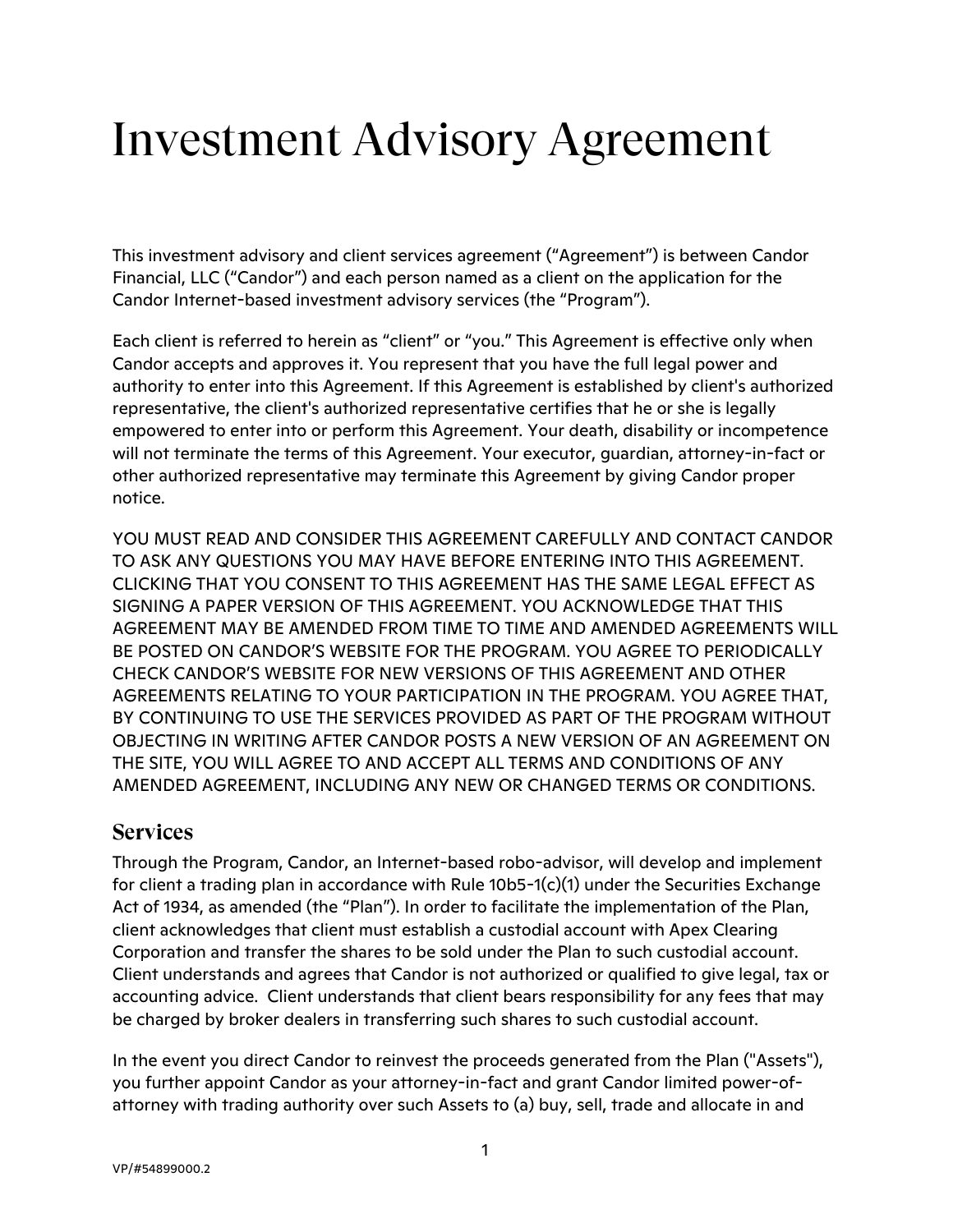# Investment Advisory Agreement

This investment advisory and client services agreement ("Agreement") is between Candor Financial, LLC ("Candor") and each person named as a client on the application for the Candor Internet-based investment advisory services (the "Program").

Each client is referred to herein as "client" or "you." This Agreement is effective only when Candor accepts and approves it. You represent that you have the full legal power and authority to enter into this Agreement. If this Agreement is established by client's authorized representative, the client's authorized representative certifies that he or she is legally empowered to enter into or perform this Agreement. Your death, disability or incompetence will not terminate the terms of this Agreement. Your executor, guardian, attorney-in-fact or other authorized representative may terminate this Agreement by giving Candor proper notice.

YOU MUST READ AND CONSIDER THIS AGREEMENT CAREFULLY AND CONTACT CANDOR TO ASK ANY QUESTIONS YOU MAY HAVE BEFORE ENTERING INTO THIS AGREEMENT. CLICKING THAT YOU CONSENT TO THIS AGREEMENT HAS THE SAME LEGAL EFFECT AS SIGNING A PAPER VERSION OF THIS AGREEMENT. YOU ACKNOWLEDGE THAT THIS AGREEMENT MAY BE AMENDED FROM TIME TO TIME AND AMENDED AGREEMENTS WILL BE POSTED ON CANDOR'S WEBSITE FOR THE PROGRAM. YOU AGREE TO PERIODICALLY CHECK CANDOR'S WEBSITE FOR NEW VERSIONS OF THIS AGREEMENT AND OTHER AGREEMENTS RELATING TO YOUR PARTICIPATION IN THE PROGRAM. YOU AGREE THAT, BY CONTINUING TO USE THE SERVICES PROVIDED AS PART OF THE PROGRAM WITHOUT OBJECTING IN WRITING AFTER CANDOR POSTS A NEW VERSION OF AN AGREEMENT ON THE SITE, YOU WILL AGREE TO AND ACCEPT ALL TERMS AND CONDITIONS OF ANY AMENDED AGREEMENT, INCLUDING ANY NEW OR CHANGED TERMS OR CONDITIONS.

## Services

Through the Program, Candor, an Internet-based robo-advisor, will develop and implement for client a trading plan in accordance with Rule 10b5-1(c)(1) under the Securities Exchange Act of 1934, as amended (the "Plan"). In order to facilitate the implementation of the Plan, client acknowledges that client must establish a custodial account with Apex Clearing Corporation and transfer the shares to be sold under the Plan to such custodial account. Client understands and agrees that Candor is not authorized or qualified to give legal, tax or accounting advice. Client understands that client bears responsibility for any fees that may be charged by broker dealers in transferring such shares to such custodial account.

In the event you direct Candor to reinvest the proceeds generated from the Plan ("Assets"), you further appoint Candor as your attorney-in-fact and grant Candor limited power-of-attorney with trading authority over such Assets to (a) buy, sell, trade and allocate in and

VP/#54899000.2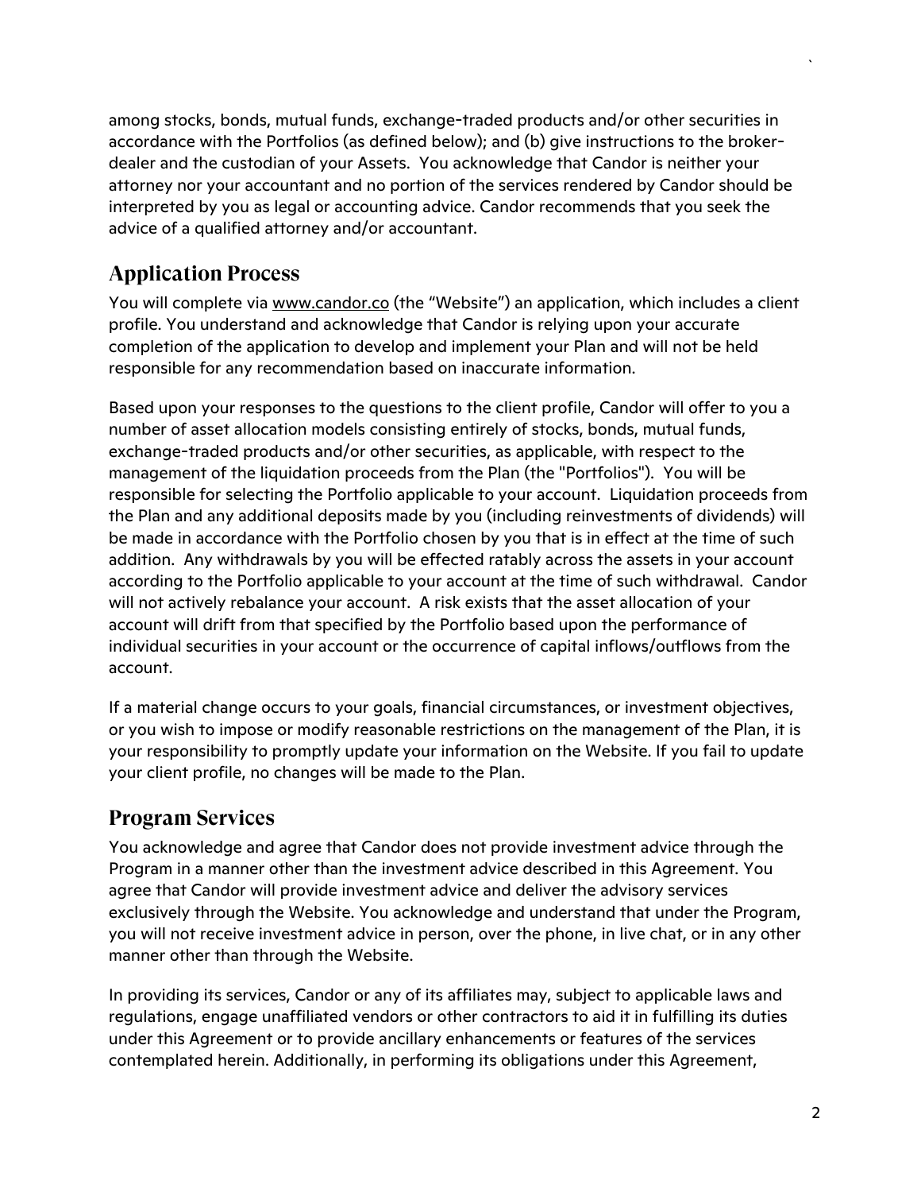among stocks, bonds, mutual funds, exchange-traded products and/or other securities in accordance with the Portfolios (as defined below); and (b) give instructions to the broker-dealer and the custodian of your Assets. You acknowledge that Candor is neither your attorney nor your accountant and no portion of the services rendered by Candor should be interpreted by you as legal or accounting advice. Candor recommends that you seek the advice of a qualified attorney and/or accountant.

## Application Process

You will complete via www.candor.co (the "Website") an application, which includes a client profile. You understand and acknowledge that Candor is relying upon your accurate completion of the application to develop and implement your Plan and will not be held responsible for any recommendation based on inaccurate information.

Based upon your responses to the questions to the client profile, Candor will offer to you a number of asset allocation models consisting entirely of stocks, bonds, mutual funds, exchange-traded products and/or other securities, as applicable, with respect to the management of the liquidation proceeds from the Plan (the "Portfolios"). You will be responsible for selecting the Portfolio applicable to your account. Liquidation proceeds from the Plan and any additional deposits made by you (including reinvestments of dividends) will be made in accordance with the Portfolio chosen by you that is in effect at the time of such addition. Any withdrawals by you will be effected ratably across the assets in your account according to the Portfolio applicable to your account at the time of such withdrawal. Candor will not actively rebalance your account. A risk exists that the asset allocation of your account will drift from that specified by the Portfolio based upon the performance of individual securities in your account or the occurrence of capital inflows/outflows from the account.

If a material change occurs to your goals, financial circumstances, or investment objectives, or you wish to impose or modify reasonable restrictions on the management of the Plan, it is your responsibility to promptly update your information on the Website. If you fail to update your client profile, no changes will be made to the Plan.

## Program Services

You acknowledge and agree that Candor does not provide investment advice through the Program in a manner other than the investment advice described in this Agreement. You agree that Candor will provide investment advice and deliver the advisory services exclusively through the Website. You acknowledge and understand that under the Program, you will not receive investment advice in person, over the phone, in live chat, or in any other manner other than through the Website.

In providing its services, Candor or any of its affiliates may, subject to applicable laws and regulations, engage unaffiliated vendors or other contractors to aid it in fulfilling its duties under this Agreement or to provide ancillary enhancements or features of the services contemplated herein. Additionally, in performing its obligations under this Agreement,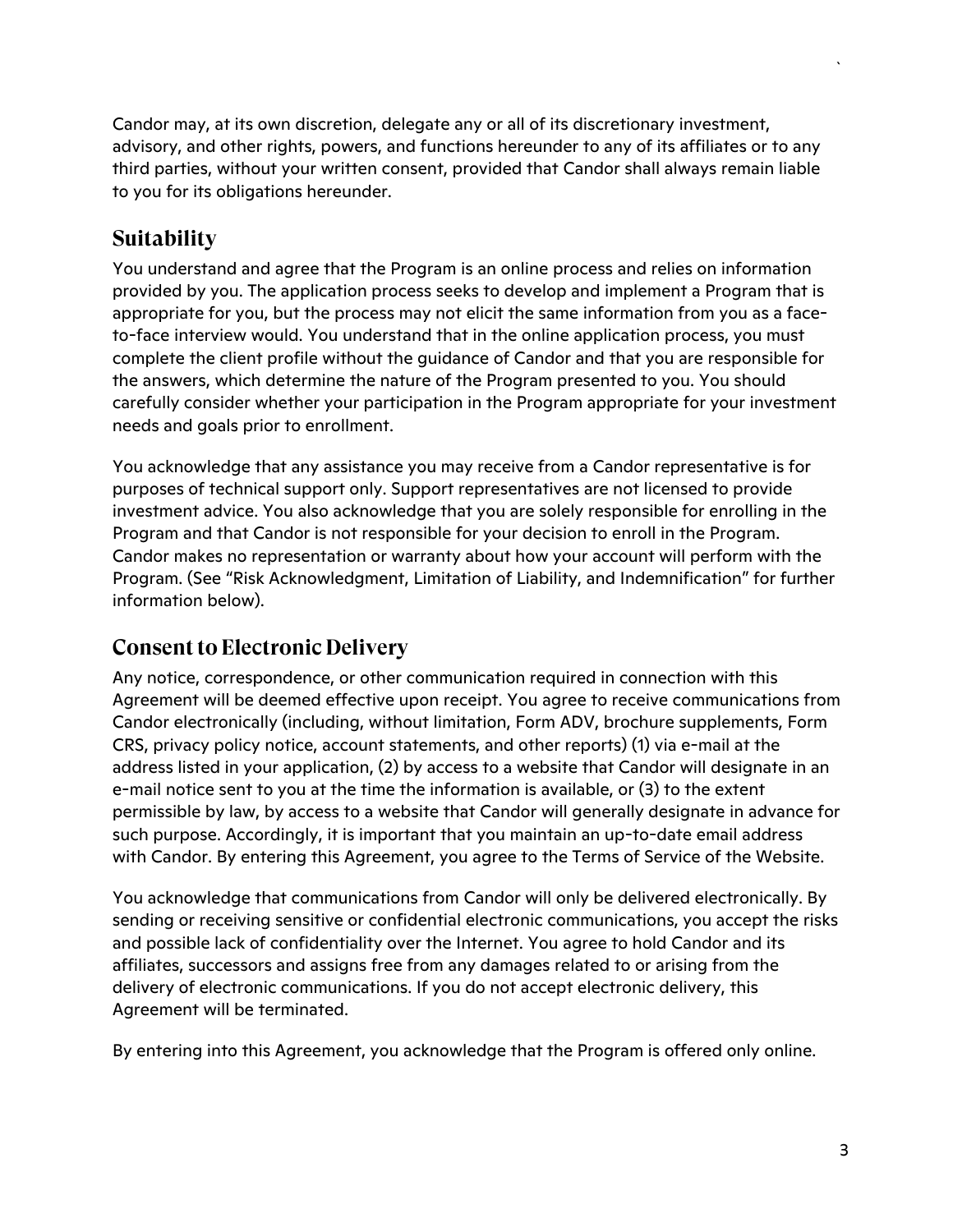Candor may, at its own discretion, delegate any or all of its discretionary investment, advisory, and other rights, powers, and functions hereunder to any of its affiliates or to any third parties, without your written consent, provided that Candor shall always remain liable to you for its obligations hereunder.

## Suitability

You understand and agree that the Program is an online process and relies on information provided by you. The application process seeks to develop and implement a Program that is appropriate for you, but the process may not elicit the same information from you as a face-to-face interview would. You understand that in the online application process, you must complete the client profile without the guidance of Candor and that you are responsible for the answers, which determine the nature of the Program presented to you. You should carefully consider whether your participation in the Program appropriate for your investment needs and goals prior to enrollment.

You acknowledge that any assistance you may receive from a Candor representative is for purposes of technical support only. Support representatives are not licensed to provide investment advice. You also acknowledge that you are solely responsible for enrolling in the Program and that Candor is not responsible for your decision to enroll in the Program. Candor makes no representation or warranty about how your account will perform with the Program. (See "Risk Acknowledgment, Limitation of Liability, and Indemnification" for further information below).

## Consent to Electronic Delivery

Any notice, correspondence, or other communication required in connection with this Agreement will be deemed effective upon receipt. You agree to receive communications from Candor electronically (including, without limitation, Form ADV, brochure supplements, Form CRS, privacy policy notice, account statements, and other reports) (1) via e-mail at the address listed in your application, (2) by access to a website that Candor will designate in an e-mail notice sent to you at the time the information is available, or (3) to the extent permissible by law, by access to a website that Candor will generally designate in advance for such purpose. Accordingly, it is important that you maintain an up-to-date email address with Candor. By entering this Agreement, you agree to the Terms of Service of the Website.

You acknowledge that communications from Candor will only be delivered electronically. By sending or receiving sensitive or confidential electronic communications, you accept the risks and possible lack of confidentiality over the Internet. You agree to hold Candor and its affiliates, successors and assigns free from any damages related to or arising from the delivery of electronic communications. If you do not accept electronic delivery, this Agreement will be terminated.

By entering into this Agreement, you acknowledge that the Program is offered only online.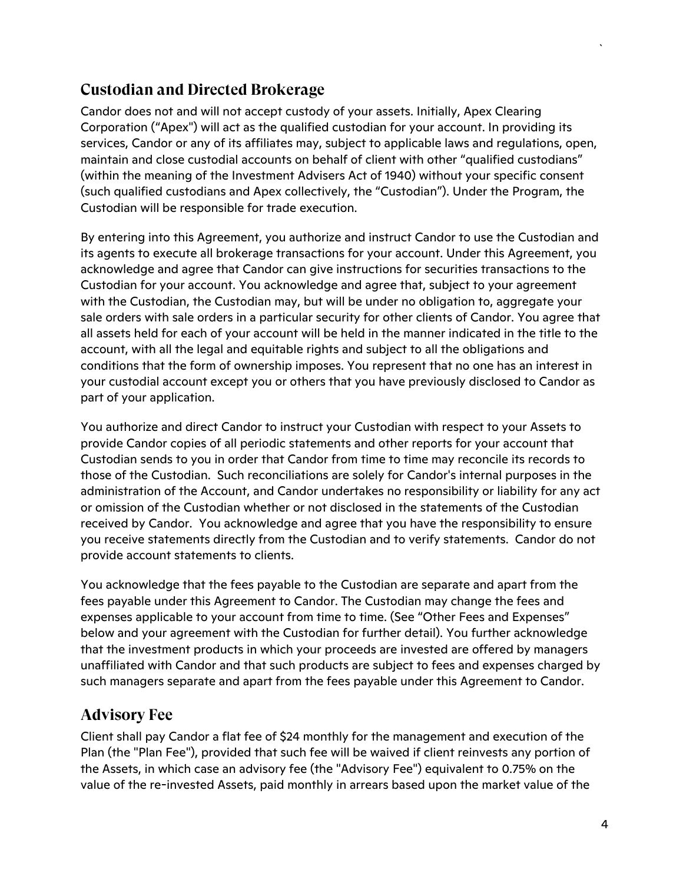## Custodian and Directed Brokerage

Candor does not and will not accept custody of your assets. Initially, Apex Clearing Corporation ("Apex") will act as the qualified custodian for your account. In providing its services, Candor or any of its affiliates may, subject to applicable laws and regulations, open, maintain and close custodial accounts on behalf of client with other "qualified custodians" (within the meaning of the Investment Advisers Act of 1940) without your specific consent (such qualified custodians and Apex collectively, the "Custodian"). Under the Program, the Custodian will be responsible for trade execution.

By entering into this Agreement, you authorize and instruct Candor to use the Custodian and its agents to execute all brokerage transactions for your account. Under this Agreement, you acknowledge and agree that Candor can give instructions for securities transactions to the Custodian for your account. You acknowledge and agree that, subject to your agreement with the Custodian, the Custodian may, but will be under no obligation to, aggregate your sale orders with sale orders in a particular security for other clients of Candor. You agree that all assets held for each of your account will be held in the manner indicated in the title to the account, with all the legal and equitable rights and subject to all the obligations and conditions that the form of ownership imposes. You represent that no one has an interest in your custodial account except you or others that you have previously disclosed to Candor as part of your application.

You authorize and direct Candor to instruct your Custodian with respect to your Assets to provide Candor copies of all periodic statements and other reports for your account that Custodian sends to you in order that Candor from time to time may reconcile its records to those of the Custodian. Such reconciliations are solely for Candor's internal purposes in the administration of the Account, and Candor undertakes no responsibility or liability for any act or omission of the Custodian whether or not disclosed in the statements of the Custodian received by Candor. You acknowledge and agree that you have the responsibility to ensure you receive statements directly from the Custodian and to verify statements. Candor do not provide account statements to clients.

You acknowledge that the fees payable to the Custodian are separate and apart from the fees payable under this Agreement to Candor. The Custodian may change the fees and expenses applicable to your account from time to time. (See "Other Fees and Expenses" below and your agreement with the Custodian for further detail). You further acknowledge that the investment products in which your proceeds are invested are offered by managers unaffiliated with Candor and that such products are subject to fees and expenses charged by such managers separate and apart from the fees payable under this Agreement to Candor.

## Advisory Fee

Client shall pay Candor a flat fee of $24 monthly for the management and execution of the Plan (the "Plan Fee"), provided that such fee will be waived if client reinvests any portion of the Assets, in which case an advisory fee (the "Advisory Fee") equivalent to 0.75% on the value of the re-invested Assets, paid monthly in arrears based upon the market value of the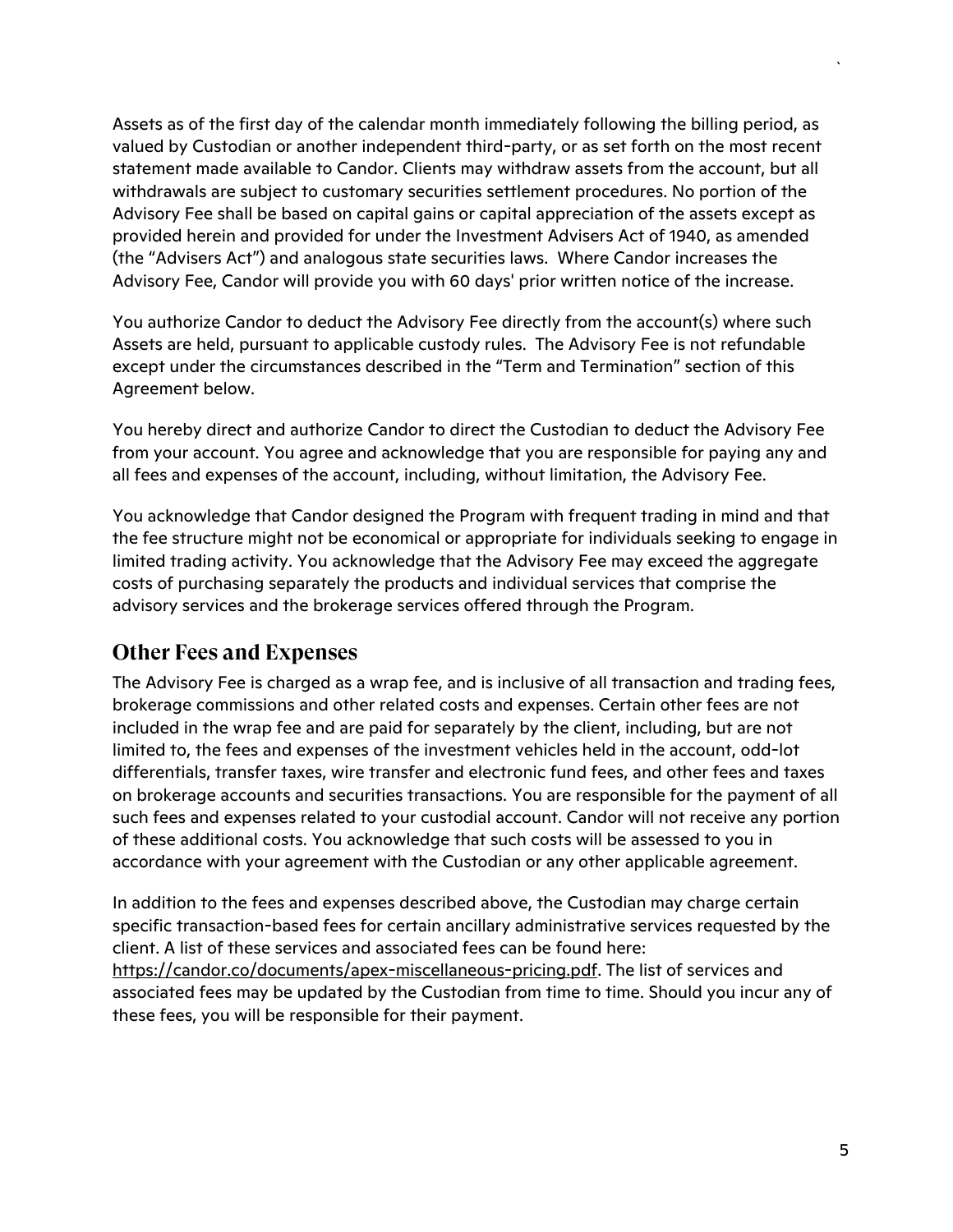Assets as of the first day of the calendar month immediately following the billing period, as valued by Custodian or another independent third-party, or as set forth on the most recent statement made available to Candor. Clients may withdraw assets from the account, but all withdrawals are subject to customary securities settlement procedures. No portion of the Advisory Fee shall be based on capital gains or capital appreciation of the assets except as provided herein and provided for under the Investment Advisers Act of 1940, as amended (the "Advisers Act") and analogous state securities laws. Where Candor increases the Advisory Fee, Candor will provide you with 60 days' prior written notice of the increase.

You authorize Candor to deduct the Advisory Fee directly from the account(s) where such Assets are held, pursuant to applicable custody rules. The Advisory Fee is not refundable except under the circumstances described in the "Term and Termination" section of this Agreement below.

You hereby direct and authorize Candor to direct the Custodian to deduct the Advisory Fee from your account. You agree and acknowledge that you are responsible for paying any and all fees and expenses of the account, including, without limitation, the Advisory Fee.

You acknowledge that Candor designed the Program with frequent trading in mind and that the fee structure might not be economical or appropriate for individuals seeking to engage in limited trading activity. You acknowledge that the Advisory Fee may exceed the aggregate costs of purchasing separately the products and individual services that comprise the advisory services and the brokerage services offered through the Program.

## Other Fees and Expenses

The Advisory Fee is charged as a wrap fee, and is inclusive of all transaction and trading fees, brokerage commissions and other related costs and expenses. Certain other fees are not included in the wrap fee and are paid for separately by the client, including, but are not limited to, the fees and expenses of the investment vehicles held in the account, odd-lot differentials, transfer taxes, wire transfer and electronic fund fees, and other fees and taxes on brokerage accounts and securities transactions. You are responsible for the payment of all such fees and expenses related to your custodial account. Candor will not receive any portion of these additional costs. You acknowledge that such costs will be assessed to you in accordance with your agreement with the Custodian or any other applicable agreement.

In addition to the fees and expenses described above, the Custodian may charge certain specific transaction-based fees for certain ancillary administrative services requested by the client. A list of these services and associated fees can be found here: https://candor.co/documents/apex-miscellaneous-pricing.pdf. The list of services and associated fees may be updated by the Custodian from time to time. Should you incur any of these fees, you will be responsible for their payment.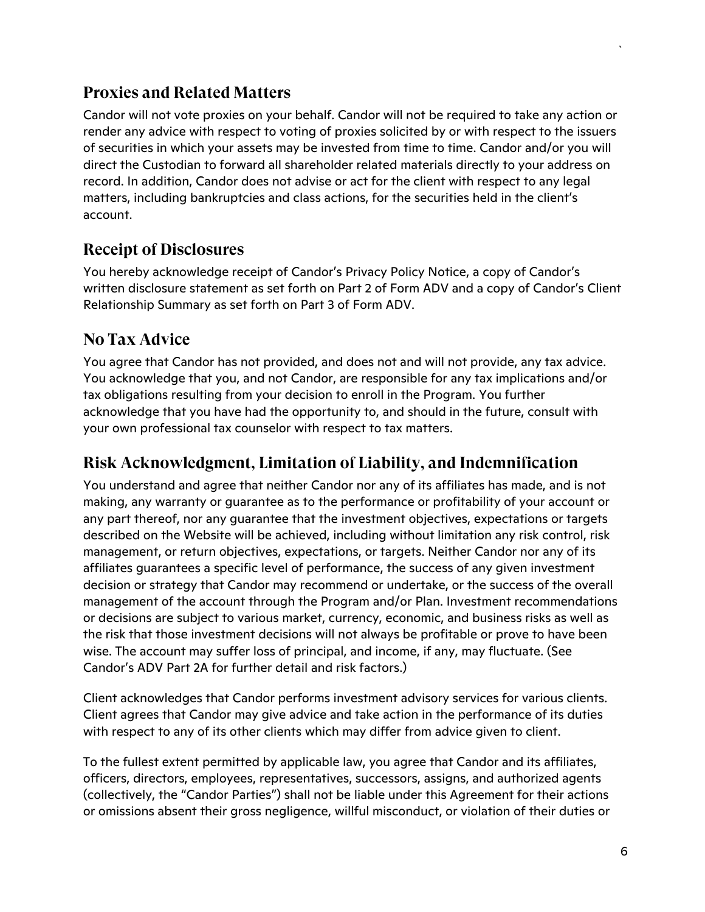## Proxies and Related Matters

Candor will not vote proxies on your behalf. Candor will not be required to take any action or render any advice with respect to voting of proxies solicited by or with respect to the issuers of securities in which your assets may be invested from time to time. Candor and/or you will direct the Custodian to forward all shareholder related materials directly to your address on record. In addition, Candor does not advise or act for the client with respect to any legal matters, including bankruptcies and class actions, for the securities held in the client's account.

## Receipt of Disclosures

You hereby acknowledge receipt of Candor's Privacy Policy Notice, a copy of Candor's written disclosure statement as set forth on Part 2 of Form ADV and a copy of Candor's Client Relationship Summary as set forth on Part 3 of Form ADV.

## No Tax Advice

You agree that Candor has not provided, and does not and will not provide, any tax advice. You acknowledge that you, and not Candor, are responsible for any tax implications and/or tax obligations resulting from your decision to enroll in the Program. You further acknowledge that you have had the opportunity to, and should in the future, consult with your own professional tax counselor with respect to tax matters.

## Risk Acknowledgment, Limitation of Liability, and Indemnification

You understand and agree that neither Candor nor any of its affiliates has made, and is not making, any warranty or guarantee as to the performance or profitability of your account or any part thereof, nor any guarantee that the investment objectives, expectations or targets described on the Website will be achieved, including without limitation any risk control, risk management, or return objectives, expectations, or targets. Neither Candor nor any of its affiliates guarantees a specific level of performance, the success of any given investment decision or strategy that Candor may recommend or undertake, or the success of the overall management of the account through the Program and/or Plan. Investment recommendations or decisions are subject to various market, currency, economic, and business risks as well as the risk that those investment decisions will not always be profitable or prove to have been wise. The account may suffer loss of principal, and income, if any, may fluctuate. (See Candor's ADV Part 2A for further detail and risk factors.)

Client acknowledges that Candor performs investment advisory services for various clients. Client agrees that Candor may give advice and take action in the performance of its duties with respect to any of its other clients which may differ from advice given to client.

To the fullest extent permitted by applicable law, you agree that Candor and its affiliates, officers, directors, employees, representatives, successors, assigns, and authorized agents (collectively, the "Candor Parties") shall not be liable under this Agreement for their actions or omissions absent their gross negligence, willful misconduct, or violation of their duties or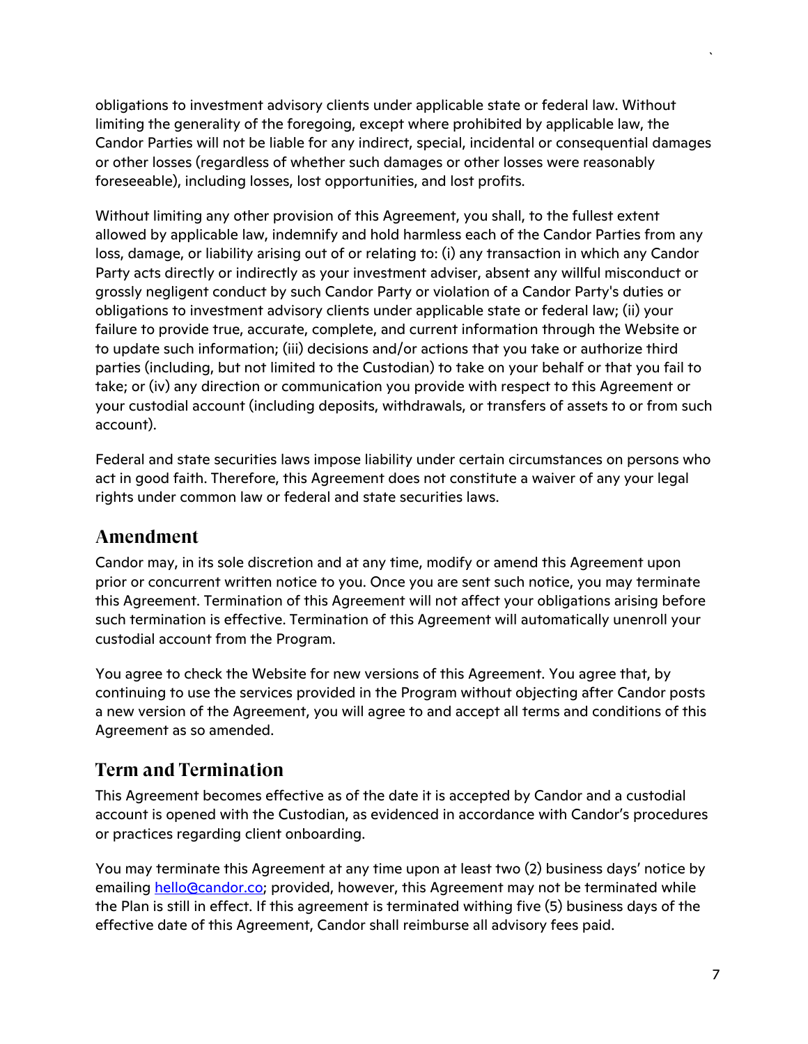obligations to investment advisory clients under applicable state or federal law. Without limiting the generality of the foregoing, except where prohibited by applicable law, the Candor Parties will not be liable for any indirect, special, incidental or consequential damages or other losses (regardless of whether such damages or other losses were reasonably foreseeable), including losses, lost opportunities, and lost profits.

Without limiting any other provision of this Agreement, you shall, to the fullest extent allowed by applicable law, indemnify and hold harmless each of the Candor Parties from any loss, damage, or liability arising out of or relating to: (i) any transaction in which any Candor Party acts directly or indirectly as your investment adviser, absent any willful misconduct or grossly negligent conduct by such Candor Party or violation of a Candor Party's duties or obligations to investment advisory clients under applicable state or federal law; (ii) your failure to provide true, accurate, complete, and current information through the Website or to update such information; (iii) decisions and/or actions that you take or authorize third parties (including, but not limited to the Custodian) to take on your behalf or that you fail to take; or (iv) any direction or communication you provide with respect to this Agreement or your custodial account (including deposits, withdrawals, or transfers of assets to or from such account).

Federal and state securities laws impose liability under certain circumstances on persons who act in good faith. Therefore, this Agreement does not constitute a waiver of any your legal rights under common law or federal and state securities laws.

## Amendment

Candor may, in its sole discretion and at any time, modify or amend this Agreement upon prior or concurrent written notice to you. Once you are sent such notice, you may terminate this Agreement. Termination of this Agreement will not affect your obligations arising before such termination is effective. Termination of this Agreement will automatically unenroll your custodial account from the Program.

You agree to check the Website for new versions of this Agreement. You agree that, by continuing to use the services provided in the Program without objecting after Candor posts a new version of the Agreement, you will agree to and accept all terms and conditions of this Agreement as so amended.

## Term and Termination

This Agreement becomes effective as of the date it is accepted by Candor and a custodial account is opened with the Custodian, as evidenced in accordance with Candor's procedures or practices regarding client onboarding.

You may terminate this Agreement at any time upon at least two (2) business days' notice by emailing hello@candor.co; provided, however, this Agreement may not be terminated while the Plan is still in effect. If this agreement is terminated withing five (5) business days of the effective date of this Agreement, Candor shall reimburse all advisory fees paid.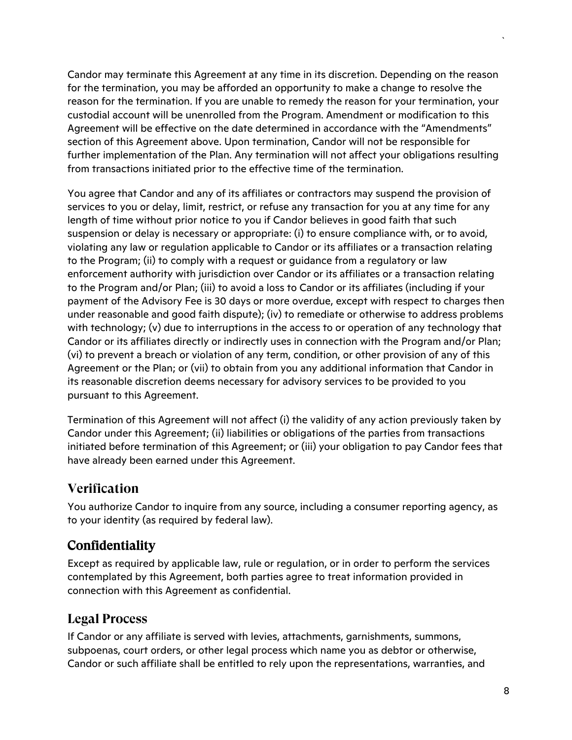Candor may terminate this Agreement at any time in its discretion. Depending on the reason for the termination, you may be afforded an opportunity to make a change to resolve the reason for the termination. If you are unable to remedy the reason for your termination, your custodial account will be unenrolled from the Program. Amendment or modification to this Agreement will be effective on the date determined in accordance with the "Amendments" section of this Agreement above. Upon termination, Candor will not be responsible for further implementation of the Plan. Any termination will not affect your obligations resulting from transactions initiated prior to the effective time of the termination.

You agree that Candor and any of its affiliates or contractors may suspend the provision of services to you or delay, limit, restrict, or refuse any transaction for you at any time for any length of time without prior notice to you if Candor believes in good faith that such suspension or delay is necessary or appropriate: (i) to ensure compliance with, or to avoid, violating any law or regulation applicable to Candor or its affiliates or a transaction relating to the Program; (ii) to comply with a request or guidance from a regulatory or law enforcement authority with jurisdiction over Candor or its affiliates or a transaction relating to the Program and/or Plan; (iii) to avoid a loss to Candor or its affiliates (including if your payment of the Advisory Fee is 30 days or more overdue, except with respect to charges then under reasonable and good faith dispute); (iv) to remediate or otherwise to address problems with technology; (v) due to interruptions in the access to or operation of any technology that Candor or its affiliates directly or indirectly uses in connection with the Program and/or Plan; (vi) to prevent a breach or violation of any term, condition, or other provision of any of this Agreement or the Plan; or (vii) to obtain from you any additional information that Candor in its reasonable discretion deems necessary for advisory services to be provided to you pursuant to this Agreement.

Termination of this Agreement will not affect (i) the validity of any action previously taken by Candor under this Agreement; (ii) liabilities or obligations of the parties from transactions initiated before termination of this Agreement; or (iii) your obligation to pay Candor fees that have already been earned under this Agreement.

## Verification

You authorize Candor to inquire from any source, including a consumer reporting agency, as to your identity (as required by federal law).

## Confidentiality

Except as required by applicable law, rule or regulation, or in order to perform the services contemplated by this Agreement, both parties agree to treat information provided in connection with this Agreement as confidential.

## Legal Process

If Candor or any affiliate is served with levies, attachments, garnishments, summons, subpoenas, court orders, or other legal process which name you as debtor or otherwise, Candor or such affiliate shall be entitled to rely upon the representations, warranties, and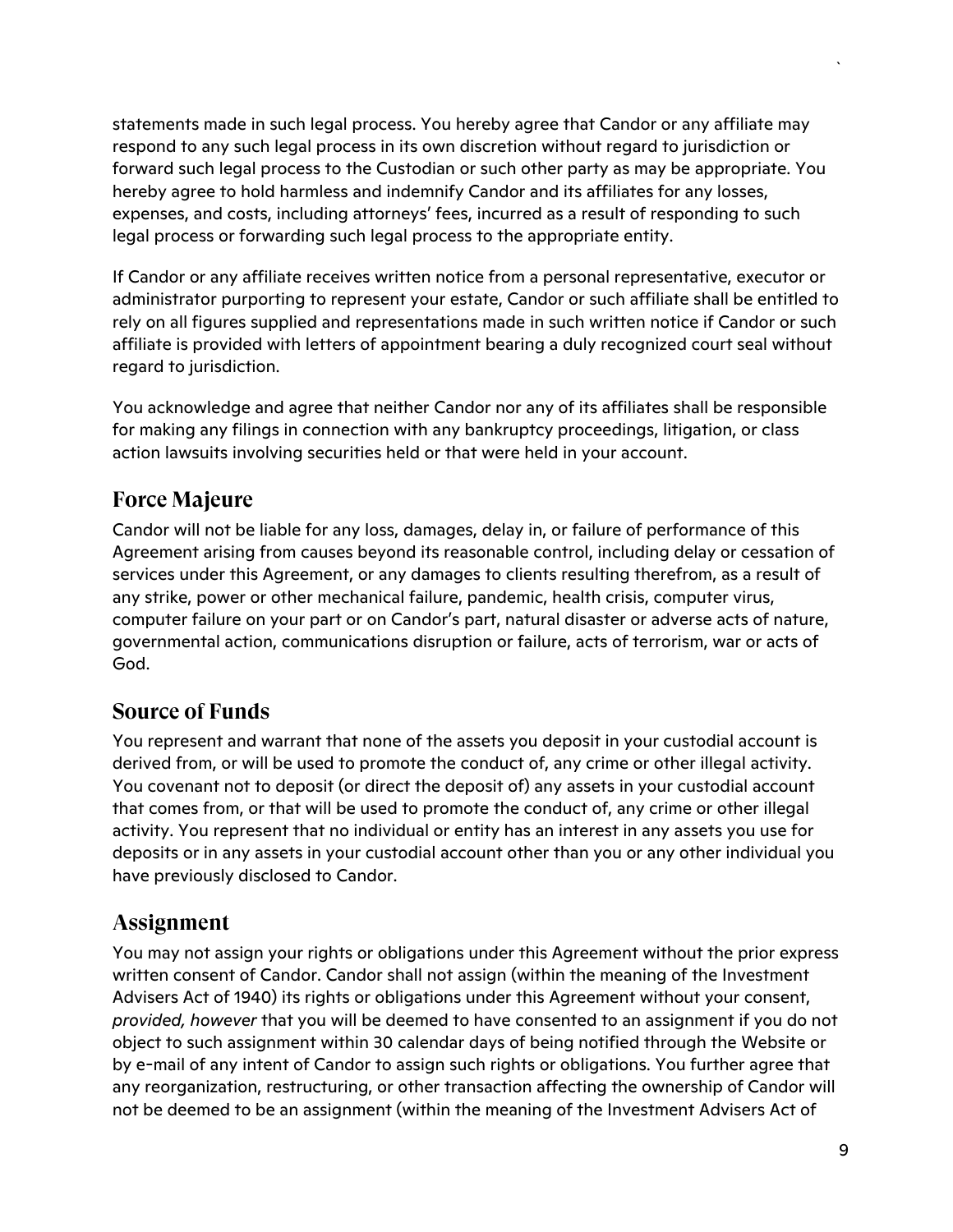statements made in such legal process. You hereby agree that Candor or any affiliate may respond to any such legal process in its own discretion without regard to jurisdiction or forward such legal process to the Custodian or such other party as may be appropriate. You hereby agree to hold harmless and indemnify Candor and its affiliates for any losses, expenses, and costs, including attorneys' fees, incurred as a result of responding to such legal process or forwarding such legal process to the appropriate entity.

If Candor or any affiliate receives written notice from a personal representative, executor or administrator purporting to represent your estate, Candor or such affiliate shall be entitled to rely on all figures supplied and representations made in such written notice if Candor or such affiliate is provided with letters of appointment bearing a duly recognized court seal without regard to jurisdiction.

You acknowledge and agree that neither Candor nor any of its affiliates shall be responsible for making any filings in connection with any bankruptcy proceedings, litigation, or class action lawsuits involving securities held or that were held in your account.

## Force Majeure

Candor will not be liable for any loss, damages, delay in, or failure of performance of this Agreement arising from causes beyond its reasonable control, including delay or cessation of services under this Agreement, or any damages to clients resulting therefrom, as a result of any strike, power or other mechanical failure, pandemic, health crisis, computer virus, computer failure on your part or on Candor's part, natural disaster or adverse acts of nature, governmental action, communications disruption or failure, acts of terrorism, war or acts of God.

## Source of Funds

You represent and warrant that none of the assets you deposit in your custodial account is derived from, or will be used to promote the conduct of, any crime or other illegal activity. You covenant not to deposit (or direct the deposit of) any assets in your custodial account that comes from, or that will be used to promote the conduct of, any crime or other illegal activity. You represent that no individual or entity has an interest in any assets you use for deposits or in any assets in your custodial account other than you or any other individual you have previously disclosed to Candor.

## Assignment

You may not assign your rights or obligations under this Agreement without the prior express written consent of Candor. Candor shall not assign (within the meaning of the Investment Advisers Act of 1940) its rights or obligations under this Agreement without your consent, *provided, however* that you will be deemed to have consented to an assignment if you do not object to such assignment within 30 calendar days of being notified through the Website or by e-mail of any intent of Candor to assign such rights or obligations. You further agree that any reorganization, restructuring, or other transaction affecting the ownership of Candor will not be deemed to be an assignment (within the meaning of the Investment Advisers Act of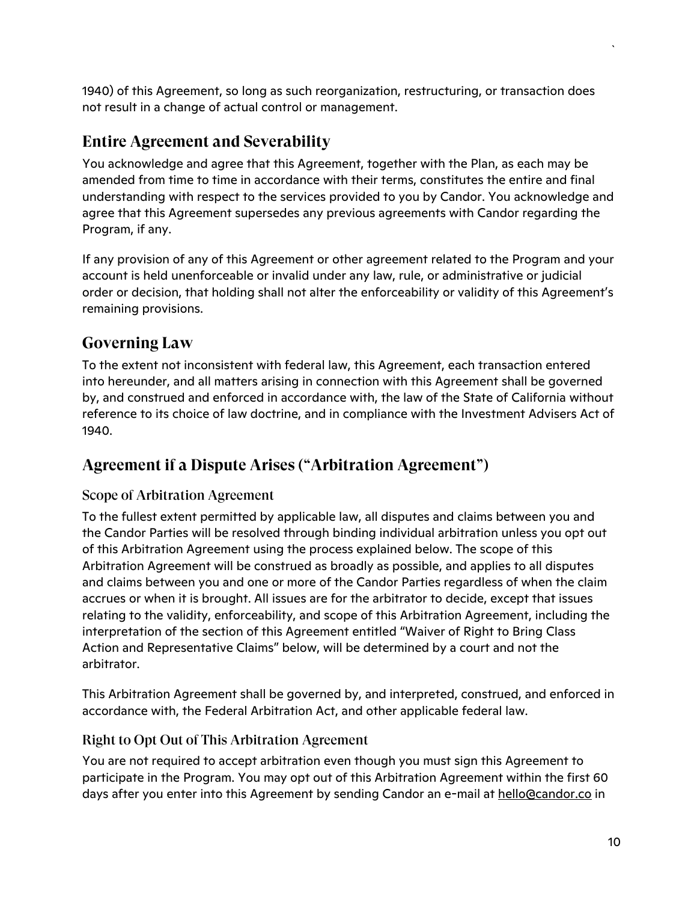1940) of this Agreement, so long as such reorganization, restructuring, or transaction does not result in a change of actual control or management.

## Entire Agreement and Severability

You acknowledge and agree that this Agreement, together with the Plan, as each may be amended from time to time in accordance with their terms, constitutes the entire and final understanding with respect to the services provided to you by Candor. You acknowledge and agree that this Agreement supersedes any previous agreements with Candor regarding the Program, if any.

If any provision of any of this Agreement or other agreement related to the Program and your account is held unenforceable or invalid under any law, rule, or administrative or judicial order or decision, that holding shall not alter the enforceability or validity of this Agreement's remaining provisions.

## Governing Law

To the extent not inconsistent with federal law, this Agreement, each transaction entered into hereunder, and all matters arising in connection with this Agreement shall be governed by, and construed and enforced in accordance with, the law of the State of California without reference to its choice of law doctrine, and in compliance with the Investment Advisers Act of 1940.

## Agreement if a Dispute Arises ("Arbitration Agreement")

### Scope of Arbitration Agreement

To the fullest extent permitted by applicable law, all disputes and claims between you and the Candor Parties will be resolved through binding individual arbitration unless you opt out of this Arbitration Agreement using the process explained below. The scope of this Arbitration Agreement will be construed as broadly as possible, and applies to all disputes and claims between you and one or more of the Candor Parties regardless of when the claim accrues or when it is brought. All issues are for the arbitrator to decide, except that issues relating to the validity, enforceability, and scope of this Arbitration Agreement, including the interpretation of the section of this Agreement entitled "Waiver of Right to Bring Class Action and Representative Claims" below, will be determined by a court and not the arbitrator.

This Arbitration Agreement shall be governed by, and interpreted, construed, and enforced in accordance with, the Federal Arbitration Act, and other applicable federal law.

### Right to Opt Out of This Arbitration Agreement

You are not required to accept arbitration even though you must sign this Agreement to participate in the Program. You may opt out of this Arbitration Agreement within the first 60 days after you enter into this Agreement by sending Candor an e-mail at hello@candor.co in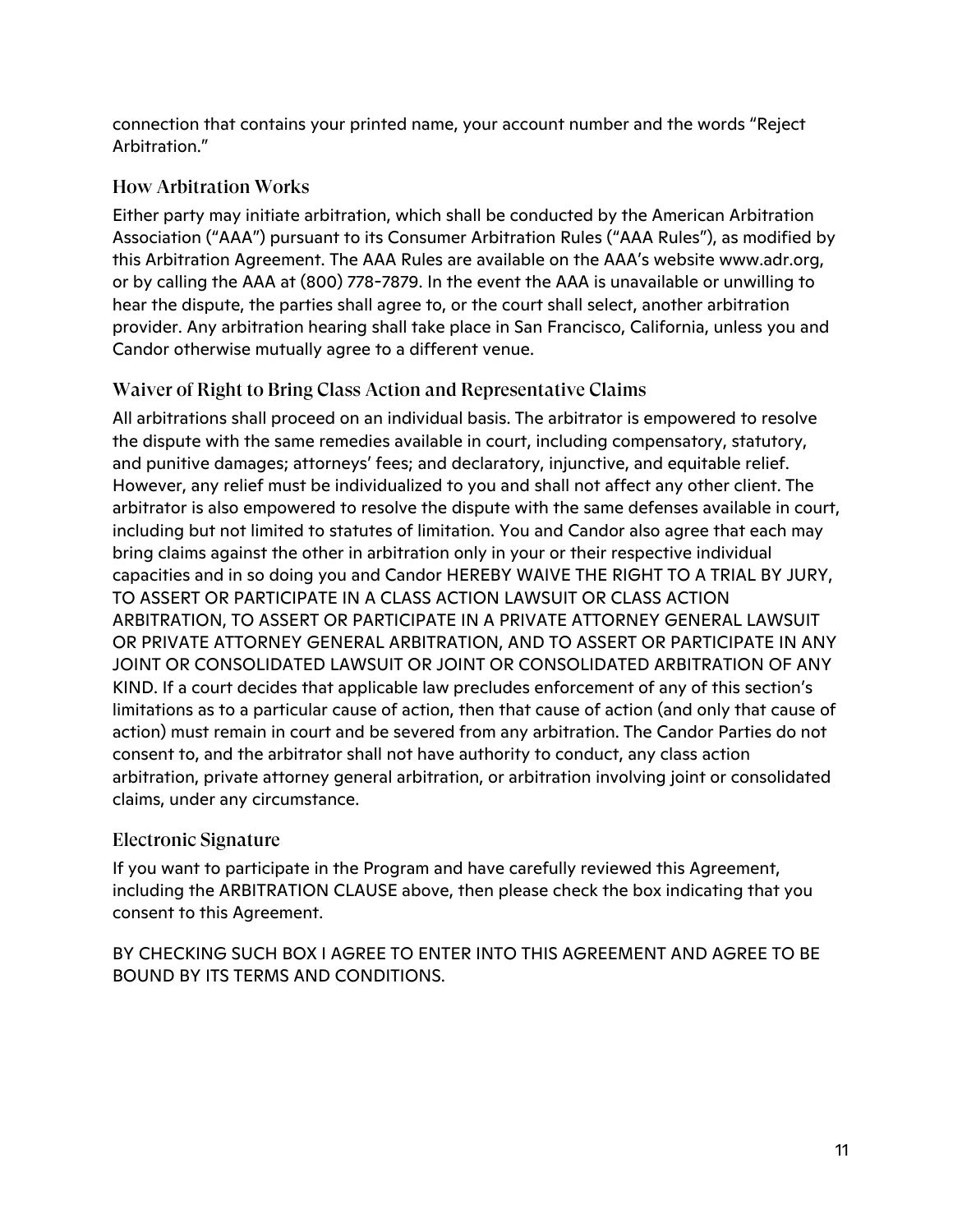connection that contains your printed name, your account number and the words "Reject Arbitration."

### How Arbitration Works

Either party may initiate arbitration, which shall be conducted by the American Arbitration Association ("AAA") pursuant to its Consumer Arbitration Rules ("AAA Rules"), as modified by this Arbitration Agreement. The AAA Rules are available on the AAA's website www.adr.org, or by calling the AAA at (800) 778-7879. In the event the AAA is unavailable or unwilling to hear the dispute, the parties shall agree to, or the court shall select, another arbitration provider. Any arbitration hearing shall take place in San Francisco, California, unless you and Candor otherwise mutually agree to a different venue.

### Waiver of Right to Bring Class Action and Representative Claims

All arbitrations shall proceed on an individual basis. The arbitrator is empowered to resolve the dispute with the same remedies available in court, including compensatory, statutory, and punitive damages; attorneys' fees; and declaratory, injunctive, and equitable relief. However, any relief must be individualized to you and shall not affect any other client. The arbitrator is also empowered to resolve the dispute with the same defenses available in court, including but not limited to statutes of limitation. You and Candor also agree that each may bring claims against the other in arbitration only in your or their respective individual capacities and in so doing you and Candor HEREBY WAIVE THE RIGHT TO A TRIAL BY JURY, TO ASSERT OR PARTICIPATE IN A CLASS ACTION LAWSUIT OR CLASS ACTION ARBITRATION, TO ASSERT OR PARTICIPATE IN A PRIVATE ATTORNEY GENERAL LAWSUIT OR PRIVATE ATTORNEY GENERAL ARBITRATION, AND TO ASSERT OR PARTICIPATE IN ANY JOINT OR CONSOLIDATED LAWSUIT OR JOINT OR CONSOLIDATED ARBITRATION OF ANY KIND. If a court decides that applicable law precludes enforcement of any of this section's limitations as to a particular cause of action, then that cause of action (and only that cause of action) must remain in court and be severed from any arbitration. The Candor Parties do not consent to, and the arbitrator shall not have authority to conduct, any class action arbitration, private attorney general arbitration, or arbitration involving joint or consolidated claims, under any circumstance.

### Electronic Signature

If you want to participate in the Program and have carefully reviewed this Agreement, including the ARBITRATION CLAUSE above, then please check the box indicating that you consent to this Agreement.

BY CHECKING SUCH BOX I AGREE TO ENTER INTO THIS AGREEMENT AND AGREE TO BE BOUND BY ITS TERMS AND CONDITIONS.